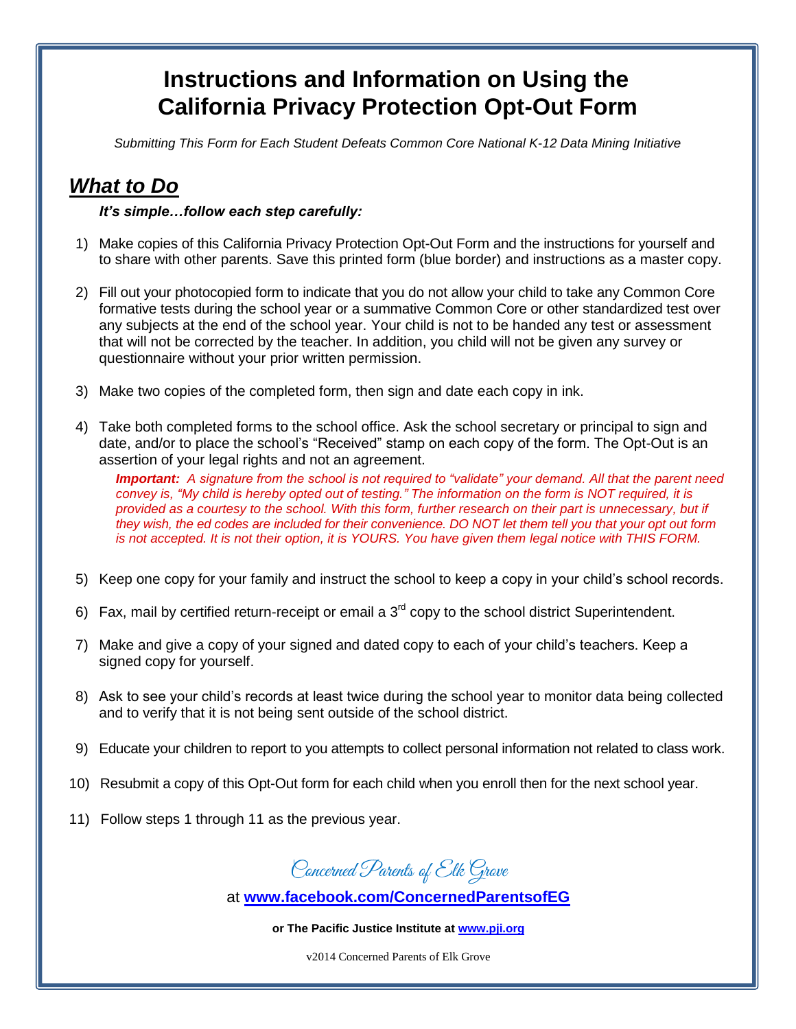# Instructions and Information on Using the California Privacy Protection Opt-Out Form

*Submitting This Form for Each Student Defeats Common Core National K-12 Data Mining Initiative*

## *What to Do*

***It's simple…follow each step carefully:***

1) Make copies of this California Privacy Protection Opt-Out Form and the instructions for yourself and to share with other parents. Save this printed form (blue border) and instructions as a master copy.

2) Fill out your photocopied form to indicate that you do not allow your child to take any Common Core formative tests during the school year or a summative Common Core or other standardized test over any subjects at the end of the school year. Your child is not to be handed any test or assessment that will not be corrected by the teacher. In addition, you child will not be given any survey or questionnaire without your prior written permission.

3) Make two copies of the completed form, then sign and date each copy in ink.

4) Take both completed forms to the school office. Ask the school secretary or principal to sign and date, and/or to place the school's "Received" stamp on each copy of the form. The Opt-Out is an assertion of your legal rights and not an agreement.

   ***Important:*** *A signature from the school is not required to "validate" your demand. All that the parent need convey is, "My child is hereby opted out of testing." The information on the form is NOT required, it is provided as a courtesy to the school. With this form, further research on their part is unnecessary, but if they wish, the ed codes are included for their convenience. DO NOT let them tell you that your opt out form is not accepted. It is not their option, it is YOURS. You have given them legal notice with THIS FORM.*

5) Keep one copy for your family and instruct the school to keep a copy in your child's school records.

6) Fax, mail by certified return-receipt or email a 3rd copy to the school district Superintendent.

7) Make and give a copy of your signed and dated copy to each of your child's teachers. Keep a signed copy for yourself.

8) Ask to see your child's records at least twice during the school year to monitor data being collected and to verify that it is not being sent outside of the school district.

9) Educate your children to report to you attempts to collect personal information not related to class work.

10) Resubmit a copy of this Opt-Out form for each child when you enroll then for the next school year.

11) Follow steps 1 through 11 as the previous year.

*Concerned Parents of Elk Grove*

at **[www.facebook.com/ConcernedParentsofEG](www.facebook.com/ConcernedParentsofEG)**

**or The Pacific Justice Institute at [www.pji.org](www.pji.org)**

v2014 Concerned Parents of Elk Grove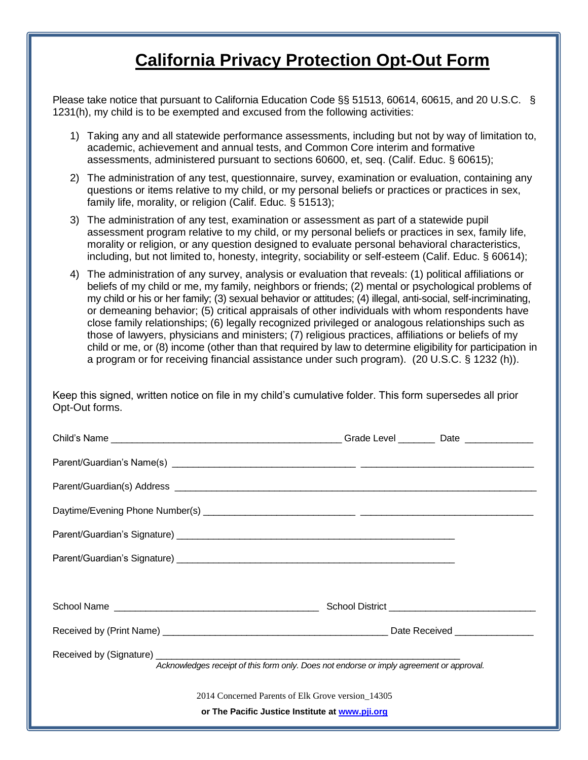# California Privacy Protection Opt-Out Form

Please take notice that pursuant to California Education Code §§ 51513, 60614, 60615, and 20 U.S.C. § 1231(h), my child is to be exempted and excused from the following activities:

1) Taking any and all statewide performance assessments, including but not by way of limitation to, academic, achievement and annual tests, and Common Core interim and formative assessments, administered pursuant to sections 60600, et, seq. (Calif. Educ. § 60615);
2) The administration of any test, questionnaire, survey, examination or evaluation, containing any questions or items relative to my child, or my personal beliefs or practices or practices in sex, family life, morality, or religion (Calif. Educ. § 51513);
3) The administration of any test, examination or assessment as part of a statewide pupil assessment program relative to my child, or my personal beliefs or practices in sex, family life, morality or religion, or any question designed to evaluate personal behavioral characteristics, including, but not limited to, honesty, integrity, sociability or self-esteem (Calif. Educ. § 60614);
4) The administration of any survey, analysis or evaluation that reveals: (1) political affiliations or beliefs of my child or me, my family, neighbors or friends; (2) mental or psychological problems of my child or his or her family; (3) sexual behavior or attitudes; (4) illegal, anti-social, self-incriminating, or demeaning behavior; (5) critical appraisals of other individuals with whom respondents have close family relationships; (6) legally recognized privileged or analogous relationships such as those of lawyers, physicians and ministers; (7) religious practices, affiliations or beliefs of my child or me, or (8) income (other than that required by law to determine eligibility for participation in a program or for receiving financial assistance under such program). (20 U.S.C. § 1232 (h)).

Keep this signed, written notice on file in my child's cumulative folder. This form supersedes all prior Opt-Out forms.

Child's Name ____________________________________________ Grade Level _______ Date _____________

Parent/Guardian's Name(s) __________________________________ _______________________________

Parent/Guardian(s) Address _____________________________________________________________________

Daytime/Evening Phone Number(s) ____________________________ ________________________________

Parent/Guardian's Signature) ____________________________________________________

Parent/Guardian's Signature) ____________________________________________________

School Name _______________________________________ School District ___________________________

Received by (Print Name) __________________________________________ Date Received _______________

Received by (Signature) __________________________________________________________

*Acknowledges receipt of this form only. Does not endorse or imply agreement or approval.*

2014 Concerned Parents of Elk Grove version_14305

**or The Pacific Justice Institute at [www.pji.org](http://www.pji.org)**